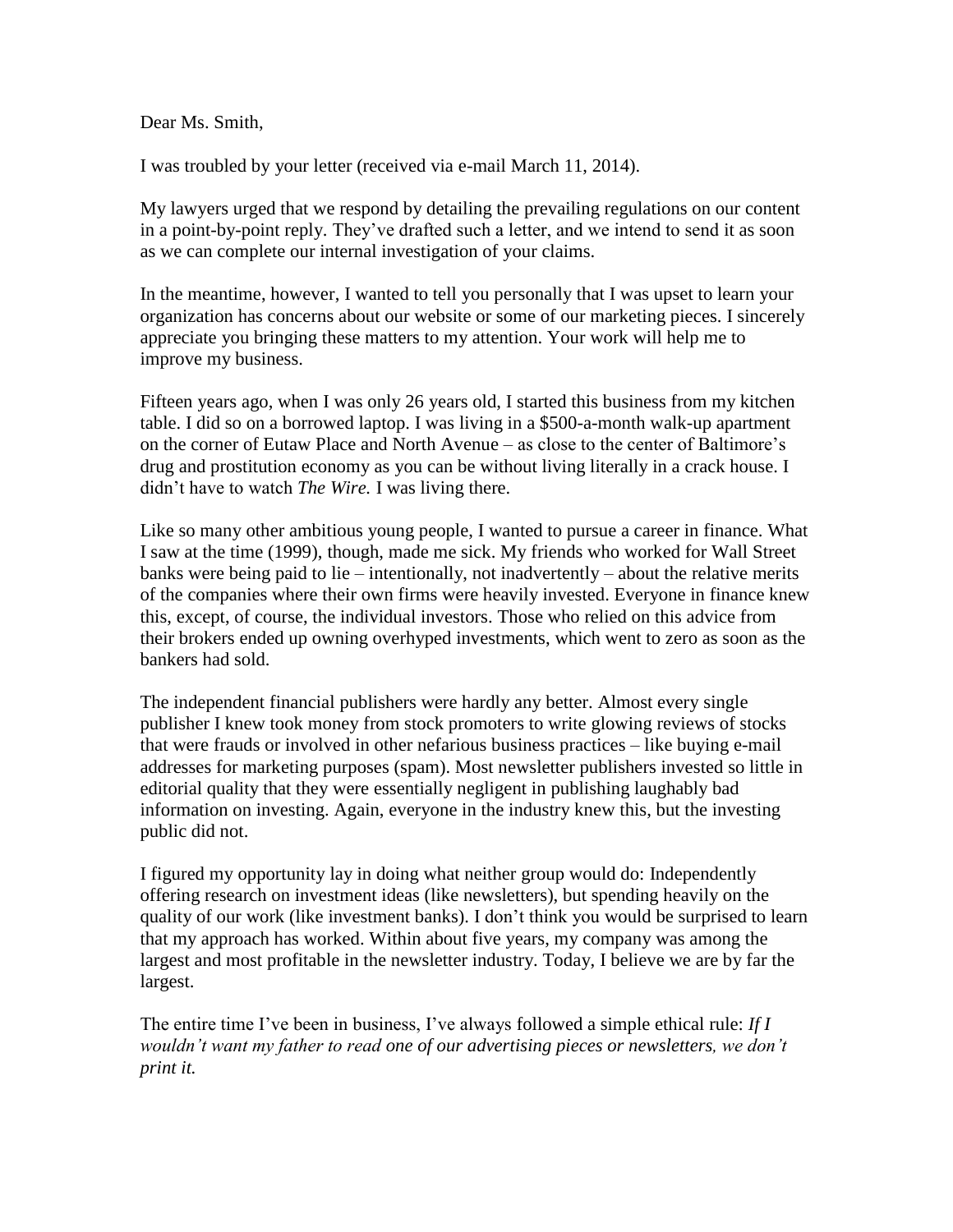Dear Ms. Smith,

I was troubled by your letter (received via e-mail March 11, 2014).

My lawyers urged that we respond by detailing the prevailing regulations on our content in a point-by-point reply. They've drafted such a letter, and we intend to send it as soon as we can complete our internal investigation of your claims.

In the meantime, however, I wanted to tell you personally that I was upset to learn your organization has concerns about our website or some of our marketing pieces. I sincerely appreciate you bringing these matters to my attention. Your work will help me to improve my business.

Fifteen years ago, when I was only 26 years old, I started this business from my kitchen table. I did so on a borrowed laptop. I was living in a $500-a-month walk-up apartment on the corner of Eutaw Place and North Avenue – as close to the center of Baltimore's drug and prostitution economy as you can be without living literally in a crack house. I didn't have to watch *The Wire.* I was living there.

Like so many other ambitious young people, I wanted to pursue a career in finance. What I saw at the time (1999), though, made me sick. My friends who worked for Wall Street banks were being paid to lie – intentionally, not inadvertently – about the relative merits of the companies where their own firms were heavily invested. Everyone in finance knew this, except, of course, the individual investors. Those who relied on this advice from their brokers ended up owning overhyped investments, which went to zero as soon as the bankers had sold.

The independent financial publishers were hardly any better. Almost every single publisher I knew took money from stock promoters to write glowing reviews of stocks that were frauds or involved in other nefarious business practices – like buying e-mail addresses for marketing purposes (spam). Most newsletter publishers invested so little in editorial quality that they were essentially negligent in publishing laughably bad information on investing. Again, everyone in the industry knew this, but the investing public did not.

I figured my opportunity lay in doing what neither group would do: Independently offering research on investment ideas (like newsletters), but spending heavily on the quality of our work (like investment banks). I don't think you would be surprised to learn that my approach has worked. Within about five years, my company was among the largest and most profitable in the newsletter industry. Today, I believe we are by far the largest.

The entire time I've been in business, I've always followed a simple ethical rule: *If I wouldn't want my father to read one of our advertising pieces or newsletters, we don't print it.*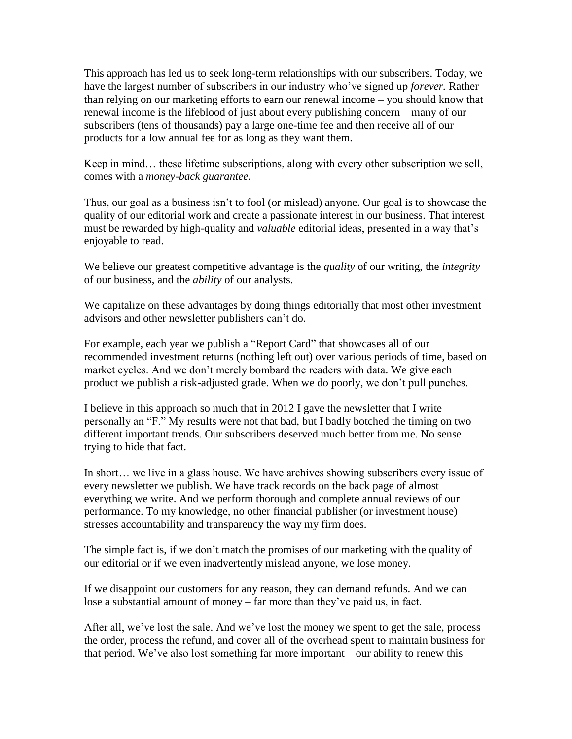This approach has led us to seek long-term relationships with our subscribers. Today, we have the largest number of subscribers in our industry who've signed up *forever.* Rather than relying on our marketing efforts to earn our renewal income – you should know that renewal income is the lifeblood of just about every publishing concern – many of our subscribers (tens of thousands) pay a large one-time fee and then receive all of our products for a low annual fee for as long as they want them.

Keep in mind… these lifetime subscriptions, along with every other subscription we sell, comes with a *money-back guarantee.*

Thus, our goal as a business isn't to fool (or mislead) anyone. Our goal is to showcase the quality of our editorial work and create a passionate interest in our business. That interest must be rewarded by high-quality and *valuable* editorial ideas, presented in a way that's enjoyable to read.

We believe our greatest competitive advantage is the *quality* of our writing, the *integrity* of our business, and the *ability* of our analysts.

We capitalize on these advantages by doing things editorially that most other investment advisors and other newsletter publishers can't do.

For example, each year we publish a "Report Card" that showcases all of our recommended investment returns (nothing left out) over various periods of time, based on market cycles. And we don't merely bombard the readers with data. We give each product we publish a risk-adjusted grade. When we do poorly, we don't pull punches.

I believe in this approach so much that in 2012 I gave the newsletter that I write personally an "F." My results were not that bad, but I badly botched the timing on two different important trends. Our subscribers deserved much better from me. No sense trying to hide that fact.

In short… we live in a glass house. We have archives showing subscribers every issue of every newsletter we publish. We have track records on the back page of almost everything we write. And we perform thorough and complete annual reviews of our performance. To my knowledge, no other financial publisher (or investment house) stresses accountability and transparency the way my firm does.

The simple fact is, if we don't match the promises of our marketing with the quality of our editorial or if we even inadvertently mislead anyone, we lose money.

If we disappoint our customers for any reason, they can demand refunds. And we can lose a substantial amount of money – far more than they've paid us, in fact.

After all, we've lost the sale. And we've lost the money we spent to get the sale, process the order, process the refund, and cover all of the overhead spent to maintain business for that period. We've also lost something far more important – our ability to renew this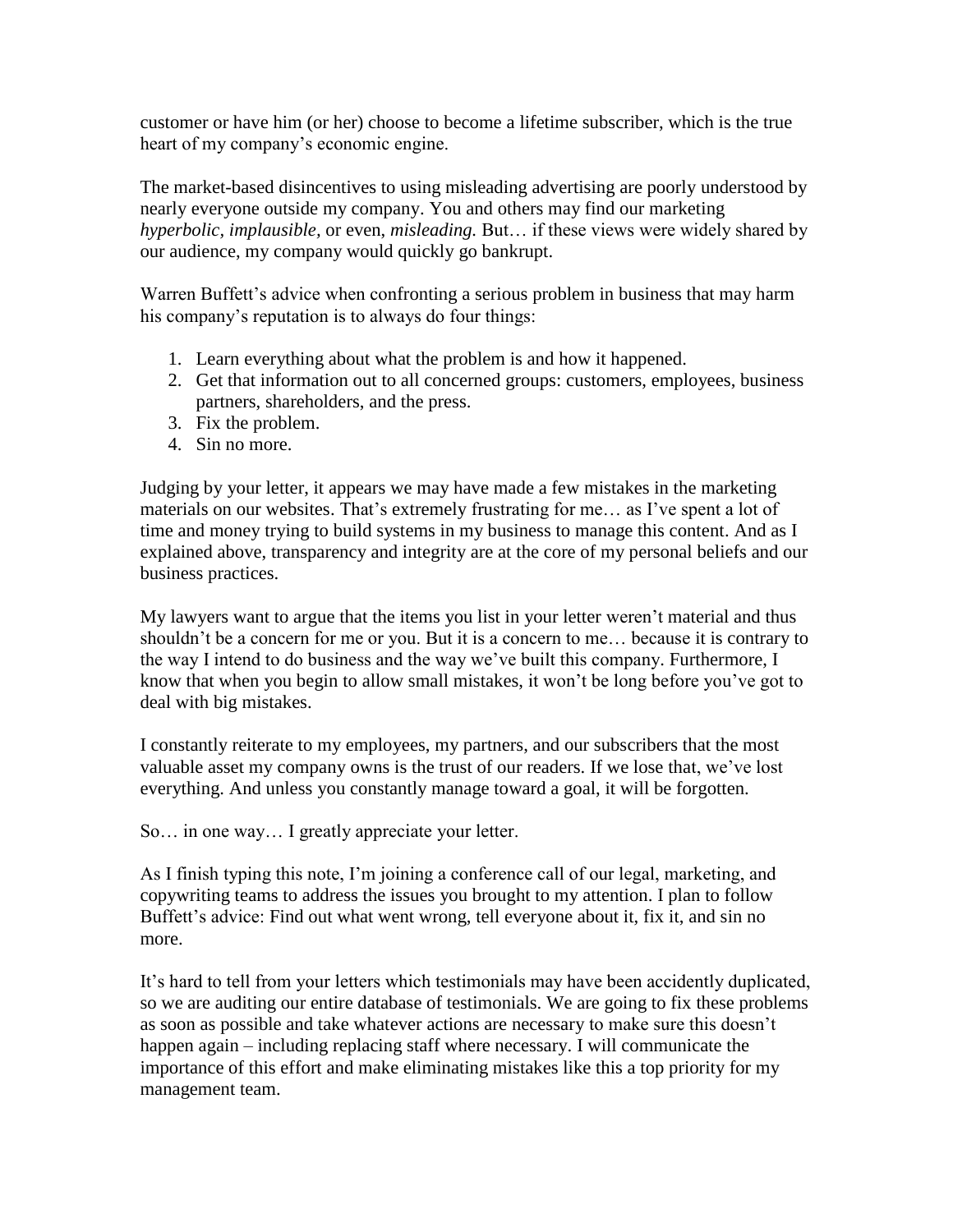customer or have him (or her) choose to become a lifetime subscriber, which is the true heart of my company's economic engine.

The market-based disincentives to using misleading advertising are poorly understood by nearly everyone outside my company. You and others may find our marketing *hyperbolic, implausible,* or even, *misleading.* But… if these views were widely shared by our audience, my company would quickly go bankrupt.

Warren Buffett's advice when confronting a serious problem in business that may harm his company's reputation is to always do four things:

1. Learn everything about what the problem is and how it happened.
2. Get that information out to all concerned groups: customers, employees, business partners, shareholders, and the press.
3. Fix the problem.
4. Sin no more.

Judging by your letter, it appears we may have made a few mistakes in the marketing materials on our websites. That's extremely frustrating for me… as I've spent a lot of time and money trying to build systems in my business to manage this content. And as I explained above, transparency and integrity are at the core of my personal beliefs and our business practices.

My lawyers want to argue that the items you list in your letter weren't material and thus shouldn't be a concern for me or you. But it is a concern to me… because it is contrary to the way I intend to do business and the way we've built this company. Furthermore, I know that when you begin to allow small mistakes, it won't be long before you've got to deal with big mistakes.

I constantly reiterate to my employees, my partners, and our subscribers that the most valuable asset my company owns is the trust of our readers. If we lose that, we've lost everything. And unless you constantly manage toward a goal, it will be forgotten.

So… in one way… I greatly appreciate your letter.

As I finish typing this note, I'm joining a conference call of our legal, marketing, and copywriting teams to address the issues you brought to my attention. I plan to follow Buffett's advice: Find out what went wrong, tell everyone about it, fix it, and sin no more.

It's hard to tell from your letters which testimonials may have been accidently duplicated, so we are auditing our entire database of testimonials. We are going to fix these problems as soon as possible and take whatever actions are necessary to make sure this doesn't happen again – including replacing staff where necessary. I will communicate the importance of this effort and make eliminating mistakes like this a top priority for my management team.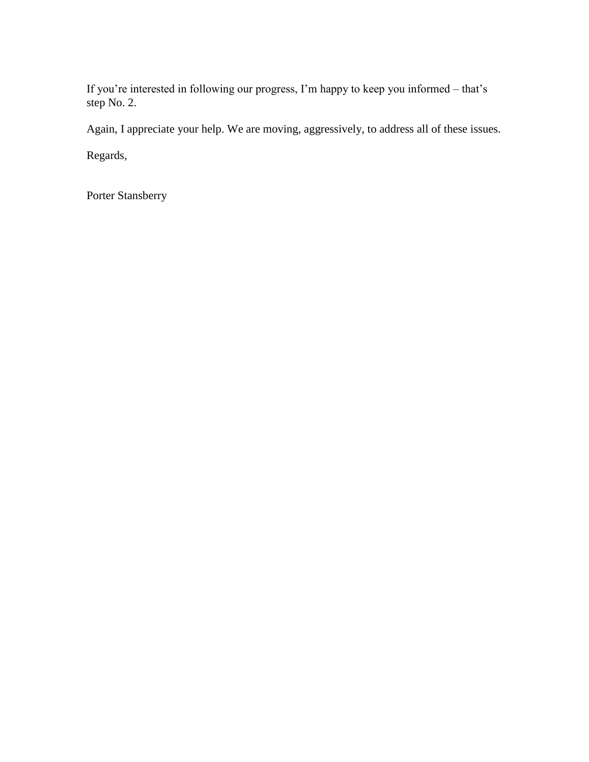If you're interested in following our progress, I'm happy to keep you informed – that's step No. 2.

Again, I appreciate your help. We are moving, aggressively, to address all of these issues.

Regards,

Porter Stansberry